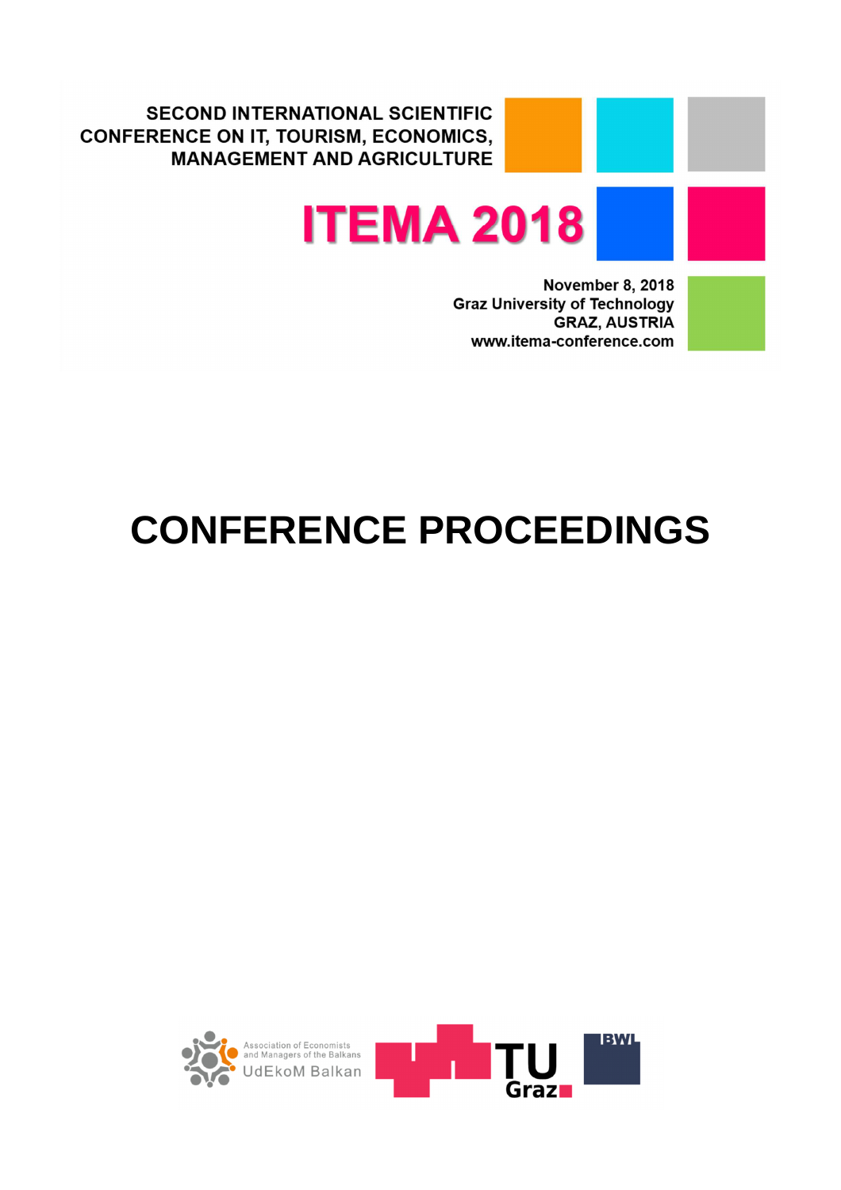SECOND INTERNATIONAL SCIENTIFIC CONFERENCE ON IT, TOURISM, ECONOMICS, MANAGEMENT AND AGRICULTURE

# ITEMA 2018

November 8, 2018
Graz University of Technology
GRAZ, AUSTRIA
www.itema-conference.com

# CONFERENCE PROCEEDINGS

Association of Economists and Managers of the Balkans
UdEkoM Balkan

TU Graz

BWL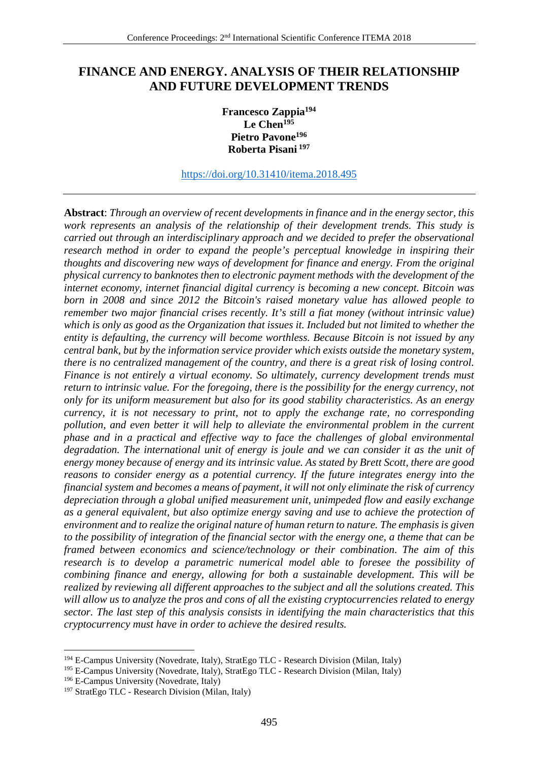# FINANCE AND ENERGY. ANALYSIS OF THEIR RELATIONSHIP AND FUTURE DEVELOPMENT TRENDS

**Francesco Zappia**[194]
**Le Chen**[195]
**Pietro Pavone**[196]
**Roberta Pisani**[197]

https://doi.org/10.31410/itema.2018.495

---

**Abstract**: *Through an overview of recent developments in finance and in the energy sector, this work represents an analysis of the relationship of their development trends. This study is carried out through an interdisciplinary approach and we decided to prefer the observational research method in order to expand the people's perceptual knowledge in inspiring their thoughts and discovering new ways of development for finance and energy. From the original physical currency to banknotes then to electronic payment methods with the development of the internet economy, internet financial digital currency is becoming a new concept. Bitcoin was born in 2008 and since 2012 the Bitcoin's raised monetary value has allowed people to remember two major financial crises recently. It's still a fiat money (without intrinsic value) which is only as good as the Organization that issues it. Included but not limited to whether the entity is defaulting, the currency will become worthless. Because Bitcoin is not issued by any central bank, but by the information service provider which exists outside the monetary system, there is no centralized management of the country, and there is a great risk of losing control. Finance is not entirely a virtual economy. So ultimately, currency development trends must return to intrinsic value. For the foregoing, there is the possibility for the energy currency, not only for its uniform measurement but also for its good stability characteristics. As an energy currency, it is not necessary to print, not to apply the exchange rate, no corresponding pollution, and even better it will help to alleviate the environmental problem in the current phase and in a practical and effective way to face the challenges of global environmental degradation. The international unit of energy is joule and we can consider it as the unit of energy money because of energy and its intrinsic value. As stated by Brett Scott, there are good reasons to consider energy as a potential currency. If the future integrates energy into the financial system and becomes a means of payment, it will not only eliminate the risk of currency depreciation through a global unified measurement unit, unimpeded flow and easily exchange as a general equivalent, but also optimize energy saving and use to achieve the protection of environment and to realize the original nature of human return to nature. The emphasis is given to the possibility of integration of the financial sector with the energy one, a theme that can be framed between economics and science/technology or their combination. The aim of this research is to develop a parametric numerical model able to foresee the possibility of combining finance and energy, allowing for both a sustainable development. This will be realized by reviewing all different approaches to the subject and all the solutions created. This will allow us to analyze the pros and cons of all the existing cryptocurrencies related to energy sector. The last step of this analysis consists in identifying the main characteristics that this cryptocurrency must have in order to achieve the desired results.*

---

[194] E-Campus University (Novedrate, Italy), StratEgo TLC - Research Division (Milan, Italy)
[195] E-Campus University (Novedrate, Italy), StratEgo TLC - Research Division (Milan, Italy)
[196] E-Campus University (Novedrate, Italy)
[197] StratEgo TLC - Research Division (Milan, Italy)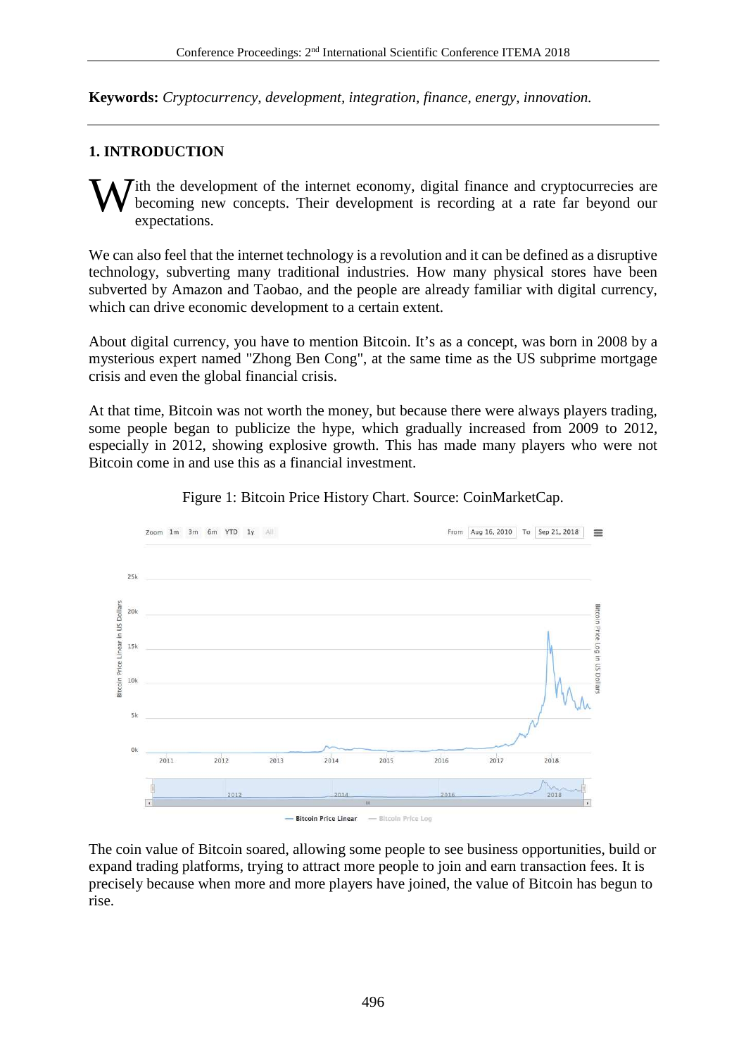**Keywords:** *Cryptocurrency, development, integration, finance, energy, innovation.*

## 1. INTRODUCTION

With the development of the internet economy, digital finance and cryptocurrecies are becoming new concepts. Their development is recording at a rate far beyond our expectations.

We can also feel that the internet technology is a revolution and it can be defined as a disruptive technology, subverting many traditional industries. How many physical stores have been subverted by Amazon and Taobao, and the people are already familiar with digital currency, which can drive economic development to a certain extent.

About digital currency, you have to mention Bitcoin. It's as a concept, was born in 2008 by a mysterious expert named "Zhong Ben Cong", at the same time as the US subprime mortgage crisis and even the global financial crisis.

At that time, Bitcoin was not worth the money, but because there were always players trading, some people began to publicize the hype, which gradually increased from 2009 to 2012, especially in 2012, showing explosive growth. This has made many players who were not Bitcoin come in and use this as a financial investment.

Figure 1: Bitcoin Price History Chart. Source: CoinMarketCap.

The coin value of Bitcoin soared, allowing some people to see business opportunities, build or expand trading platforms, trying to attract more people to join and earn transaction fees. It is precisely because when more and more players have joined, the value of Bitcoin has begun to rise.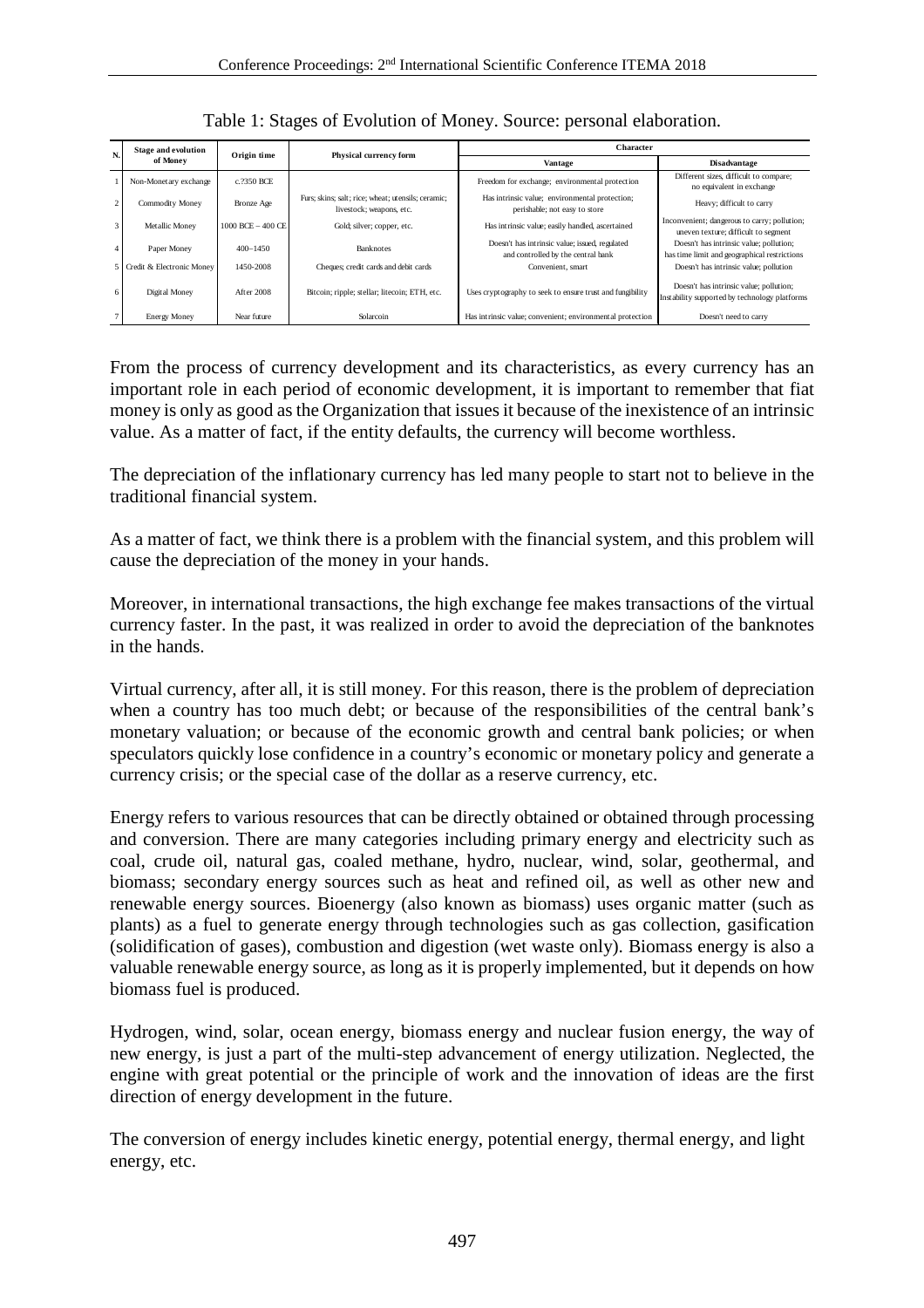Table 1: Stages of Evolution of Money. Source: personal elaboration.

| N. | Stage and evolution of Money | Origin time | Physical currency form | Character | |
|---|---|---|---|---|---|
| | | | | Vantage | Disadvantage |
| 1 | Non-Monetary exchange | c.?350 BCE | | Freedom for exchange; environmental protection | Different sizes, difficult to compare; no equivalent in exchange |
| 2 | Commodity Money | Bronze Age | Furs; skins; salt; rice; wheat; utensils; ceramic; livestock; weapons, etc. | Has intrinsic value; environmental protection; perishable; not easy to store | Heavy; difficult to carry |
| 3 | Metallic Money | 1000 BCE – 400 CE | Gold; silver; copper, etc. | Has intrinsic value; easily handled, ascertained | Inconvenient; dangerous to carry; pollution; uneven texture; difficult to segment |
| 4 | Paper Money | 400–1450 | Banknotes | Doesn't has intrinsic value; issued, regulated and controlled by the central bank | Doesn't has intrinsic value; pollution; has time limit and geographical restrictions |
| 5 | Credit & Electronic Money | 1450-2008 | Cheques; credit cards and debit cards | Convenient, smart | Doesn't has intrinsic value; pollution |
| 6 | Digital Money | After 2008 | Bitcoin; ripple; stellar; litecoin; ETH, etc. | Uses cryptography to seek to ensure trust and fungibility | Doesn't has intrinsic value; pollution; Instability supported by technology platforms |
| 7 | Energy Money | Near future | Solarcoin | Has intrinsic value; convenient; environmental protection | Doesn't need to carry |

From the process of currency development and its characteristics, as every currency has an important role in each period of economic development, it is important to remember that fiat money is only as good as the Organization that issues it because of the inexistence of an intrinsic value. As a matter of fact, if the entity defaults, the currency will become worthless.

The depreciation of the inflationary currency has led many people to start not to believe in the traditional financial system.

As a matter of fact, we think there is a problem with the financial system, and this problem will cause the depreciation of the money in your hands.

Moreover, in international transactions, the high exchange fee makes transactions of the virtual currency faster. In the past, it was realized in order to avoid the depreciation of the banknotes in the hands.

Virtual currency, after all, it is still money. For this reason, there is the problem of depreciation when a country has too much debt; or because of the responsibilities of the central bank's monetary valuation; or because of the economic growth and central bank policies; or when speculators quickly lose confidence in a country's economic or monetary policy and generate a currency crisis; or the special case of the dollar as a reserve currency, etc.

Energy refers to various resources that can be directly obtained or obtained through processing and conversion. There are many categories including primary energy and electricity such as coal, crude oil, natural gas, coaled methane, hydro, nuclear, wind, solar, geothermal, and biomass; secondary energy sources such as heat and refined oil, as well as other new and renewable energy sources. Bioenergy (also known as biomass) uses organic matter (such as plants) as a fuel to generate energy through technologies such as gas collection, gasification (solidification of gases), combustion and digestion (wet waste only). Biomass energy is also a valuable renewable energy source, as long as it is properly implemented, but it depends on how biomass fuel is produced.

Hydrogen, wind, solar, ocean energy, biomass energy and nuclear fusion energy, the way of new energy, is just a part of the multi-step advancement of energy utilization. Neglected, the engine with great potential or the principle of work and the innovation of ideas are the first direction of energy development in the future.

The conversion of energy includes kinetic energy, potential energy, thermal energy, and light energy, etc.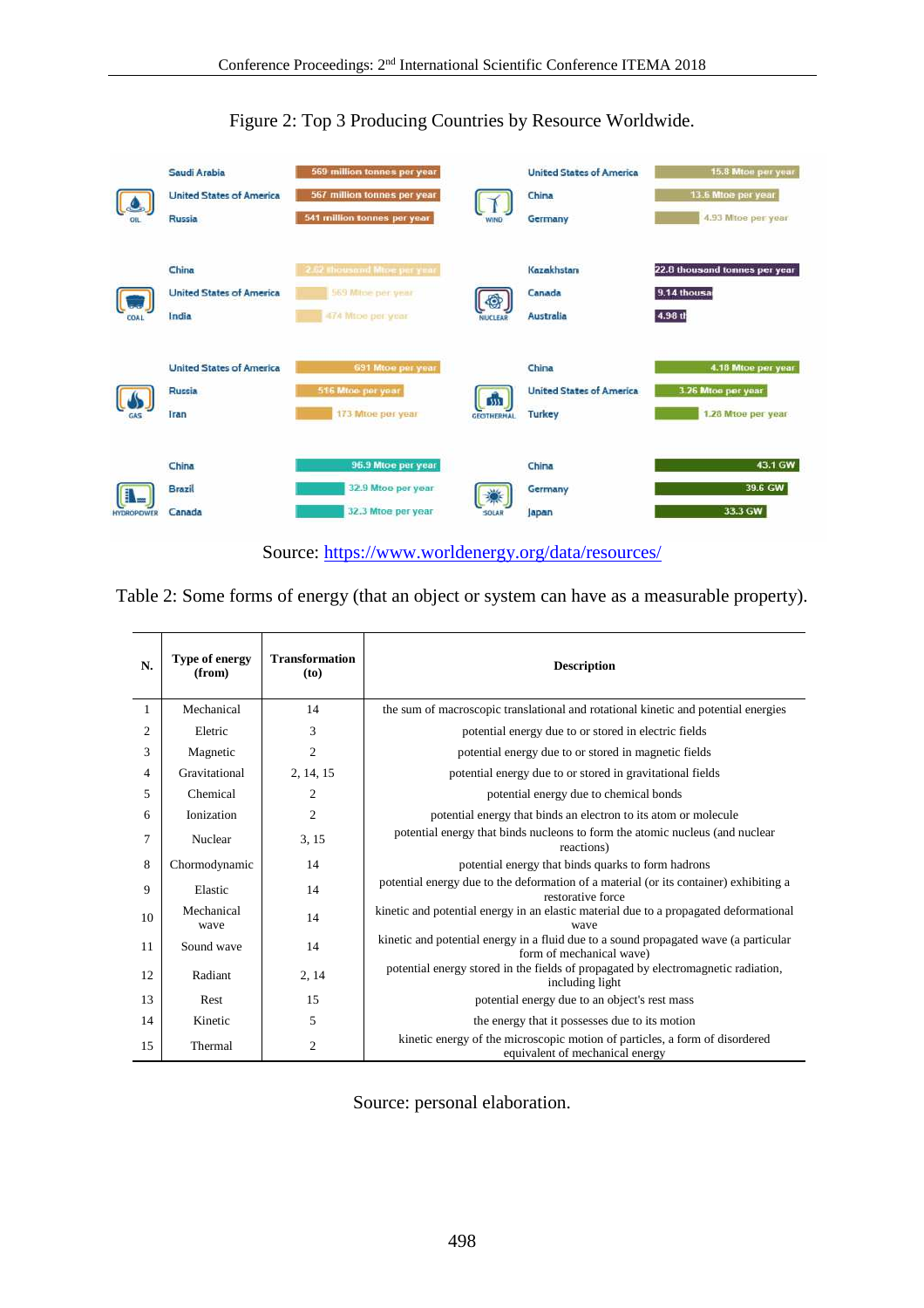Figure 2: Top 3 Producing Countries by Resource Worldwide.

| Resource | Country | Production |
|---|---|---|
| OIL | Saudi Arabia | 569 million tonnes per year |
| | United States of America | 567 million tonnes per year |
| | Russia | 541 million tonnes per year |
| WIND | United States of America | 15.8 Mtoe per year |
| | China | 13.6 Mtoe per year |
| | Germany | 4.93 Mtoe per year |
| COAL | China | 2.62 thousand Mtoe per year |
| | United States of America | 569 Mtoe per year |
| | India | 474 Mtoe per year |
| NUCLEAR | Kazakhstan | 22.8 thousand tonnes per year |
| | Canada | 9.14 thousa |
| | Australia | 4.98 th |
| GAS | United States of America | 691 Mtoe per year |
| | Russia | 516 Mtoe per year |
| | Iran | 173 Mtoe per year |
| GEOTHERMAL | China | 4.18 Mtoe per year |
| | United States of America | 3.26 Mtoe per year |
| | Turkey | 1.28 Mtoe per year |
| HYDROPOWER | China | 96.9 Mtoe per year |
| | Brazil | 32.9 Mtoe per year |
| | Canada | 32.3 Mtoe per year |
| SOLAR | China | 43.1 GW |
| | Germany | 39.6 GW |
| | Japan | 33.3 GW |

Source: https://www.worldenergy.org/data/resources/

Table 2: Some forms of energy (that an object or system can have as a measurable property).

| N. | Type of energy (from) | Transformation (to) | Description |
|---|---|---|---|
| 1 | Mechanical | 14 | the sum of macroscopic translational and rotational kinetic and potential energies |
| 2 | Eletric | 3 | potential energy due to or stored in electric fields |
| 3 | Magnetic | 2 | potential energy due to or stored in magnetic fields |
| 4 | Gravitational | 2, 14, 15 | potential energy due to or stored in gravitational fields |
| 5 | Chemical | 2 | potential energy due to chemical bonds |
| 6 | Ionization | 2 | potential energy that binds an electron to its atom or molecule |
| 7 | Nuclear | 3, 15 | potential energy that binds nucleons to form the atomic nucleus (and nuclear reactions) |
| 8 | Chormodynamic | 14 | potential energy that binds quarks to form hadrons |
| 9 | Elastic | 14 | potential energy due to the deformation of a material (or its container) exhibiting a restorative force |
| 10 | Mechanical wave | 14 | kinetic and potential energy in an elastic material due to a propagated deformational wave |
| 11 | Sound wave | 14 | kinetic and potential energy in a fluid due to a sound propagated wave (a particular form of mechanical wave) |
| 12 | Radiant | 2, 14 | potential energy stored in the fields of propagated by electromagnetic radiation, including light |
| 13 | Rest | 15 | potential energy due to an object's rest mass |
| 14 | Kinetic | 5 | the energy that it possesses due to its motion |
| 15 | Thermal | 2 | kinetic energy of the microscopic motion of particles, a form of disordered equivalent of mechanical energy |

Source: personal elaboration.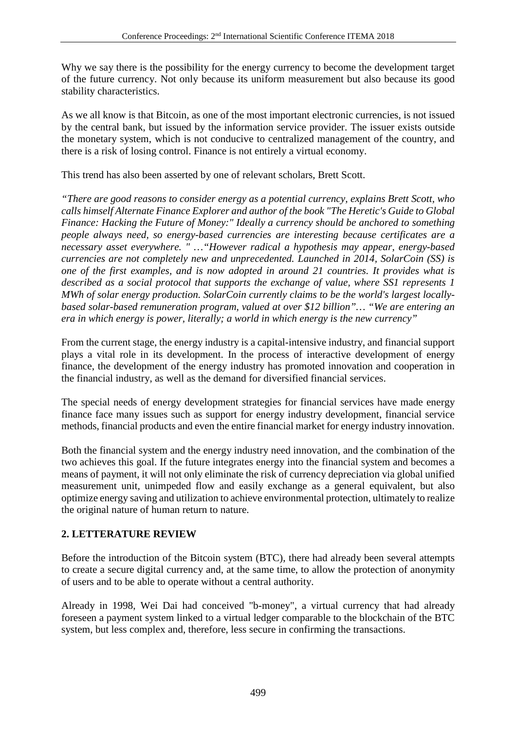Why we say there is the possibility for the energy currency to become the development target of the future currency. Not only because its uniform measurement but also because its good stability characteristics.

As we all know is that Bitcoin, as one of the most important electronic currencies, is not issued by the central bank, but issued by the information service provider. The issuer exists outside the monetary system, which is not conducive to centralized management of the country, and there is a risk of losing control. Finance is not entirely a virtual economy.

This trend has also been asserted by one of relevant scholars, Brett Scott.

*"There are good reasons to consider energy as a potential currency, explains Brett Scott, who calls himself Alternate Finance Explorer and author of the book "The Heretic's Guide to Global Finance: Hacking the Future of Money:" Ideally a currency should be anchored to something people always need, so energy-based currencies are interesting because certificates are a necessary asset everywhere. "* …*"However radical a hypothesis may appear, energy-based currencies are not completely new and unprecedented. Launched in 2014, SolarCoin (SS) is one of the first examples, and is now adopted in around 21 countries. It provides what is described as a social protocol that supports the exchange of value, where SS1 represents 1 MWh of solar energy production. SolarCoin currently claims to be the world's largest locally-based solar-based remuneration program, valued at over $12 billion"*… *"We are entering an era in which energy is power, literally; a world in which energy is the new currency"*

From the current stage, the energy industry is a capital-intensive industry, and financial support plays a vital role in its development. In the process of interactive development of energy finance, the development of the energy industry has promoted innovation and cooperation in the financial industry, as well as the demand for diversified financial services.

The special needs of energy development strategies for financial services have made energy finance face many issues such as support for energy industry development, financial service methods, financial products and even the entire financial market for energy industry innovation.

Both the financial system and the energy industry need innovation, and the combination of the two achieves this goal. If the future integrates energy into the financial system and becomes a means of payment, it will not only eliminate the risk of currency depreciation via global unified measurement unit, unimpeded flow and easily exchange as a general equivalent, but also optimize energy saving and utilization to achieve environmental protection, ultimately to realize the original nature of human return to nature.

## 2. LETTERATURE REVIEW

Before the introduction of the Bitcoin system (BTC), there had already been several attempts to create a secure digital currency and, at the same time, to allow the protection of anonymity of users and to be able to operate without a central authority.

Already in 1998, Wei Dai had conceived "b-money", a virtual currency that had already foreseen a payment system linked to a virtual ledger comparable to the blockchain of the BTC system, but less complex and, therefore, less secure in confirming the transactions.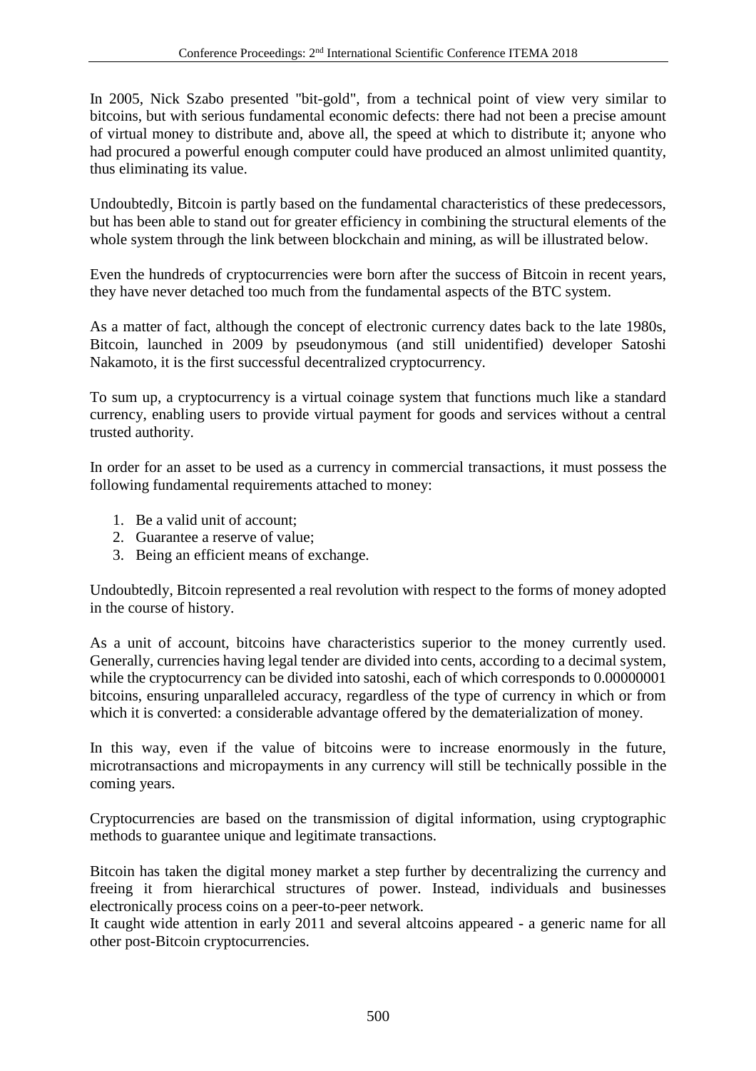In 2005, Nick Szabo presented "bit-gold", from a technical point of view very similar to bitcoins, but with serious fundamental economic defects: there had not been a precise amount of virtual money to distribute and, above all, the speed at which to distribute it; anyone who had procured a powerful enough computer could have produced an almost unlimited quantity, thus eliminating its value.

Undoubtedly, Bitcoin is partly based on the fundamental characteristics of these predecessors, but has been able to stand out for greater efficiency in combining the structural elements of the whole system through the link between blockchain and mining, as will be illustrated below.

Even the hundreds of cryptocurrencies were born after the success of Bitcoin in recent years, they have never detached too much from the fundamental aspects of the BTC system.

As a matter of fact, although the concept of electronic currency dates back to the late 1980s, Bitcoin, launched in 2009 by pseudonymous (and still unidentified) developer Satoshi Nakamoto, it is the first successful decentralized cryptocurrency.

To sum up, a cryptocurrency is a virtual coinage system that functions much like a standard currency, enabling users to provide virtual payment for goods and services without a central trusted authority.

In order for an asset to be used as a currency in commercial transactions, it must possess the following fundamental requirements attached to money:

1. Be a valid unit of account;
2. Guarantee a reserve of value;
3. Being an efficient means of exchange.

Undoubtedly, Bitcoin represented a real revolution with respect to the forms of money adopted in the course of history.

As a unit of account, bitcoins have characteristics superior to the money currently used. Generally, currencies having legal tender are divided into cents, according to a decimal system, while the cryptocurrency can be divided into satoshi, each of which corresponds to 0.00000001 bitcoins, ensuring unparalleled accuracy, regardless of the type of currency in which or from which it is converted: a considerable advantage offered by the dematerialization of money.

In this way, even if the value of bitcoins were to increase enormously in the future, microtransactions and micropayments in any currency will still be technically possible in the coming years.

Cryptocurrencies are based on the transmission of digital information, using cryptographic methods to guarantee unique and legitimate transactions.

Bitcoin has taken the digital money market a step further by decentralizing the currency and freeing it from hierarchical structures of power. Instead, individuals and businesses electronically process coins on a peer-to-peer network.
It caught wide attention in early 2011 and several altcoins appeared - a generic name for all other post-Bitcoin cryptocurrencies.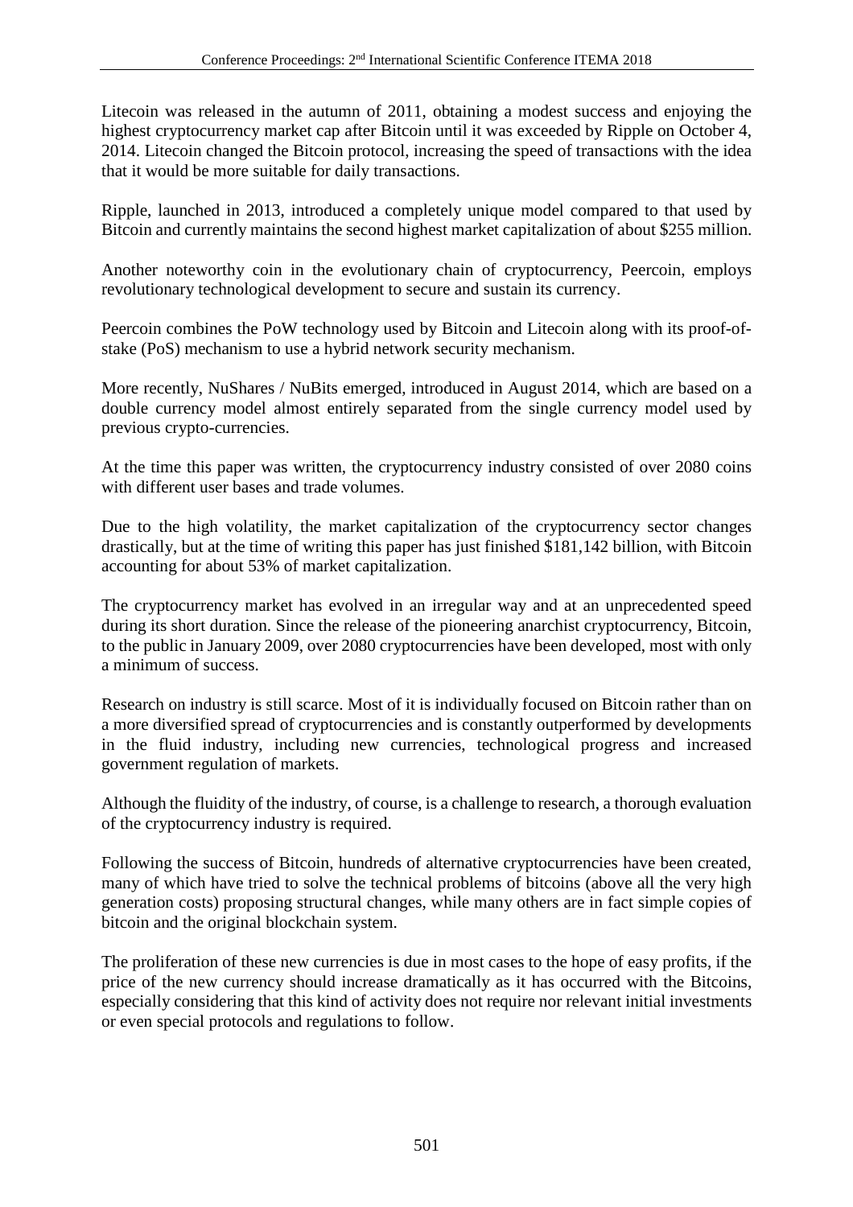Litecoin was released in the autumn of 2011, obtaining a modest success and enjoying the highest cryptocurrency market cap after Bitcoin until it was exceeded by Ripple on October 4, 2014. Litecoin changed the Bitcoin protocol, increasing the speed of transactions with the idea that it would be more suitable for daily transactions.

Ripple, launched in 2013, introduced a completely unique model compared to that used by Bitcoin and currently maintains the second highest market capitalization of about $255 million.

Another noteworthy coin in the evolutionary chain of cryptocurrency, Peercoin, employs revolutionary technological development to secure and sustain its currency.

Peercoin combines the PoW technology used by Bitcoin and Litecoin along with its proof-of-stake (PoS) mechanism to use a hybrid network security mechanism.

More recently, NuShares / NuBits emerged, introduced in August 2014, which are based on a double currency model almost entirely separated from the single currency model used by previous crypto-currencies.

At the time this paper was written, the cryptocurrency industry consisted of over 2080 coins with different user bases and trade volumes.

Due to the high volatility, the market capitalization of the cryptocurrency sector changes drastically, but at the time of writing this paper has just finished $181,142 billion, with Bitcoin accounting for about 53% of market capitalization.

The cryptocurrency market has evolved in an irregular way and at an unprecedented speed during its short duration. Since the release of the pioneering anarchist cryptocurrency, Bitcoin, to the public in January 2009, over 2080 cryptocurrencies have been developed, most with only a minimum of success.

Research on industry is still scarce. Most of it is individually focused on Bitcoin rather than on a more diversified spread of cryptocurrencies and is constantly outperformed by developments in the fluid industry, including new currencies, technological progress and increased government regulation of markets.

Although the fluidity of the industry, of course, is a challenge to research, a thorough evaluation of the cryptocurrency industry is required.

Following the success of Bitcoin, hundreds of alternative cryptocurrencies have been created, many of which have tried to solve the technical problems of bitcoins (above all the very high generation costs) proposing structural changes, while many others are in fact simple copies of bitcoin and the original blockchain system.

The proliferation of these new currencies is due in most cases to the hope of easy profits, if the price of the new currency should increase dramatically as it has occurred with the Bitcoins, especially considering that this kind of activity does not require nor relevant initial investments or even special protocols and regulations to follow.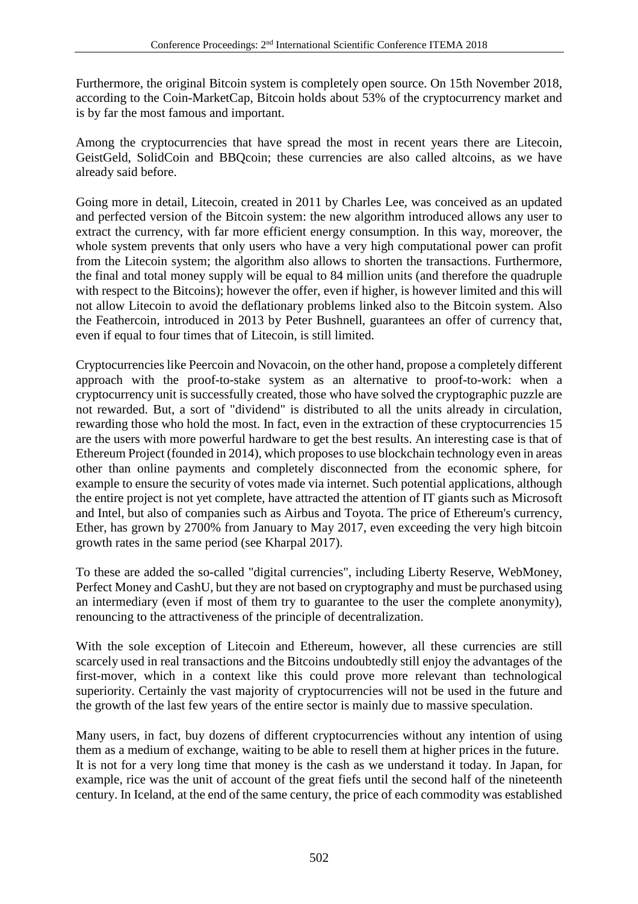Furthermore, the original Bitcoin system is completely open source. On 15th November 2018, according to the Coin-MarketCap, Bitcoin holds about 53% of the cryptocurrency market and is by far the most famous and important.

Among the cryptocurrencies that have spread the most in recent years there are Litecoin, GeistGeld, SolidCoin and BBQcoin; these currencies are also called altcoins, as we have already said before.

Going more in detail, Litecoin, created in 2011 by Charles Lee, was conceived as an updated and perfected version of the Bitcoin system: the new algorithm introduced allows any user to extract the currency, with far more efficient energy consumption. In this way, moreover, the whole system prevents that only users who have a very high computational power can profit from the Litecoin system; the algorithm also allows to shorten the transactions. Furthermore, the final and total money supply will be equal to 84 million units (and therefore the quadruple with respect to the Bitcoins); however the offer, even if higher, is however limited and this will not allow Litecoin to avoid the deflationary problems linked also to the Bitcoin system. Also the Feathercoin, introduced in 2013 by Peter Bushnell, guarantees an offer of currency that, even if equal to four times that of Litecoin, is still limited.

Cryptocurrencies like Peercoin and Novacoin, on the other hand, propose a completely different approach with the proof-to-stake system as an alternative to proof-to-work: when a cryptocurrency unit is successfully created, those who have solved the cryptographic puzzle are not rewarded. But, a sort of "dividend" is distributed to all the units already in circulation, rewarding those who hold the most. In fact, even in the extraction of these cryptocurrencies 15 are the users with more powerful hardware to get the best results. An interesting case is that of Ethereum Project (founded in 2014), which proposes to use blockchain technology even in areas other than online payments and completely disconnected from the economic sphere, for example to ensure the security of votes made via internet. Such potential applications, although the entire project is not yet complete, have attracted the attention of IT giants such as Microsoft and Intel, but also of companies such as Airbus and Toyota. The price of Ethereum's currency, Ether, has grown by 2700% from January to May 2017, even exceeding the very high bitcoin growth rates in the same period (see Kharpal 2017).

To these are added the so-called "digital currencies", including Liberty Reserve, WebMoney, Perfect Money and CashU, but they are not based on cryptography and must be purchased using an intermediary (even if most of them try to guarantee to the user the complete anonymity), renouncing to the attractiveness of the principle of decentralization.

With the sole exception of Litecoin and Ethereum, however, all these currencies are still scarcely used in real transactions and the Bitcoins undoubtedly still enjoy the advantages of the first-mover, which in a context like this could prove more relevant than technological superiority. Certainly the vast majority of cryptocurrencies will not be used in the future and the growth of the last few years of the entire sector is mainly due to massive speculation.

Many users, in fact, buy dozens of different cryptocurrencies without any intention of using them as a medium of exchange, waiting to be able to resell them at higher prices in the future. It is not for a very long time that money is the cash as we understand it today. In Japan, for example, rice was the unit of account of the great fiefs until the second half of the nineteenth century. In Iceland, at the end of the same century, the price of each commodity was established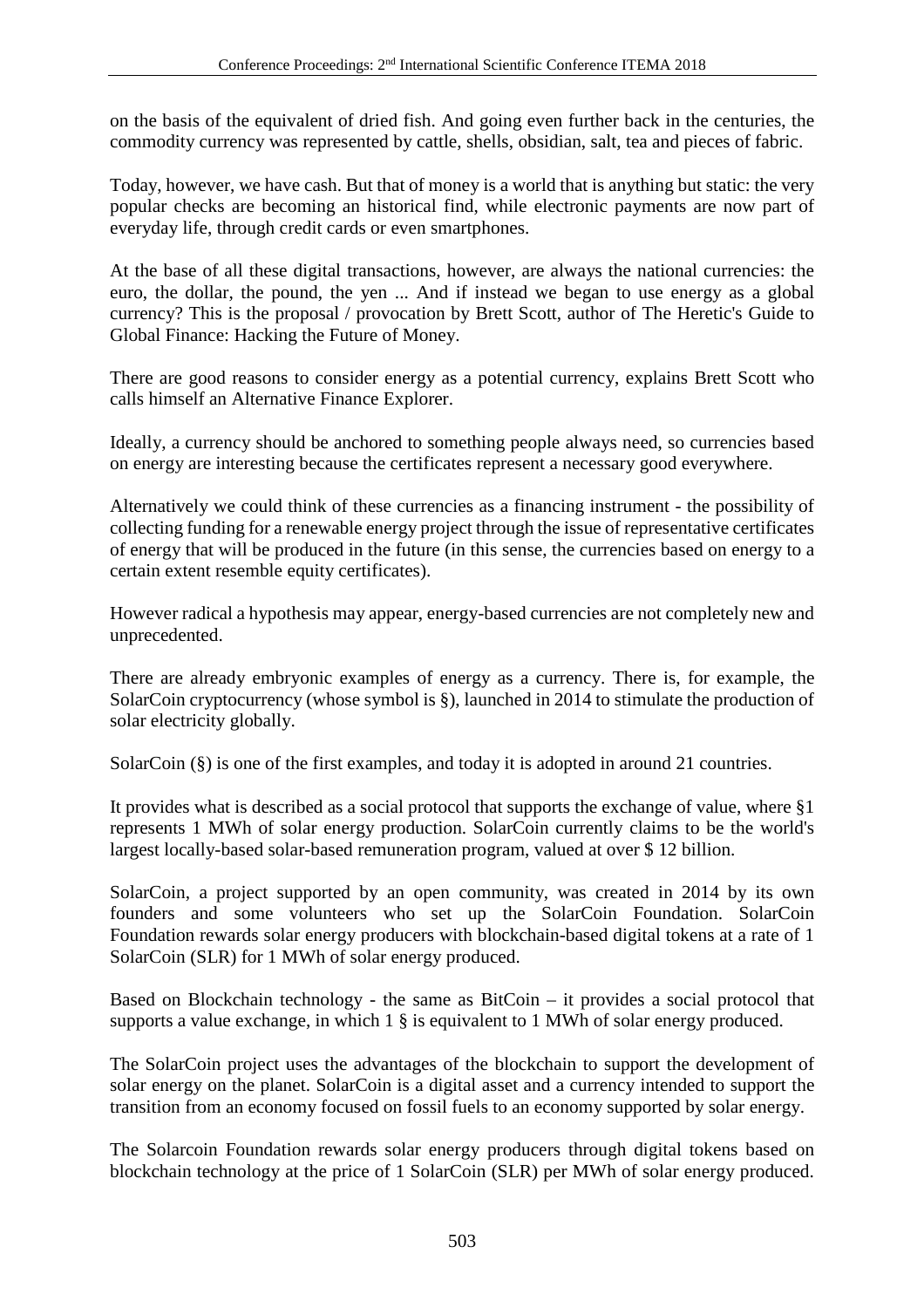on the basis of the equivalent of dried fish. And going even further back in the centuries, the commodity currency was represented by cattle, shells, obsidian, salt, tea and pieces of fabric.

Today, however, we have cash. But that of money is a world that is anything but static: the very popular checks are becoming an historical find, while electronic payments are now part of everyday life, through credit cards or even smartphones.

At the base of all these digital transactions, however, are always the national currencies: the euro, the dollar, the pound, the yen ... And if instead we began to use energy as a global currency? This is the proposal / provocation by Brett Scott, author of The Heretic's Guide to Global Finance: Hacking the Future of Money.

There are good reasons to consider energy as a potential currency, explains Brett Scott who calls himself an Alternative Finance Explorer.

Ideally, a currency should be anchored to something people always need, so currencies based on energy are interesting because the certificates represent a necessary good everywhere.

Alternatively we could think of these currencies as a financing instrument - the possibility of collecting funding for a renewable energy project through the issue of representative certificates of energy that will be produced in the future (in this sense, the currencies based on energy to a certain extent resemble equity certificates).

However radical a hypothesis may appear, energy-based currencies are not completely new and unprecedented.

There are already embryonic examples of energy as a currency. There is, for example, the SolarCoin cryptocurrency (whose symbol is §), launched in 2014 to stimulate the production of solar electricity globally.

SolarCoin (§) is one of the first examples, and today it is adopted in around 21 countries.

It provides what is described as a social protocol that supports the exchange of value, where §1 represents 1 MWh of solar energy production. SolarCoin currently claims to be the world's largest locally-based solar-based remuneration program, valued at over $ 12 billion.

SolarCoin, a project supported by an open community, was created in 2014 by its own founders and some volunteers who set up the SolarCoin Foundation. SolarCoin Foundation rewards solar energy producers with blockchain-based digital tokens at a rate of 1 SolarCoin (SLR) for 1 MWh of solar energy produced.

Based on Blockchain technology - the same as BitCoin – it provides a social protocol that supports a value exchange, in which 1 § is equivalent to 1 MWh of solar energy produced.

The SolarCoin project uses the advantages of the blockchain to support the development of solar energy on the planet. SolarCoin is a digital asset and a currency intended to support the transition from an economy focused on fossil fuels to an economy supported by solar energy.

The Solarcoin Foundation rewards solar energy producers through digital tokens based on blockchain technology at the price of 1 SolarCoin (SLR) per MWh of solar energy produced.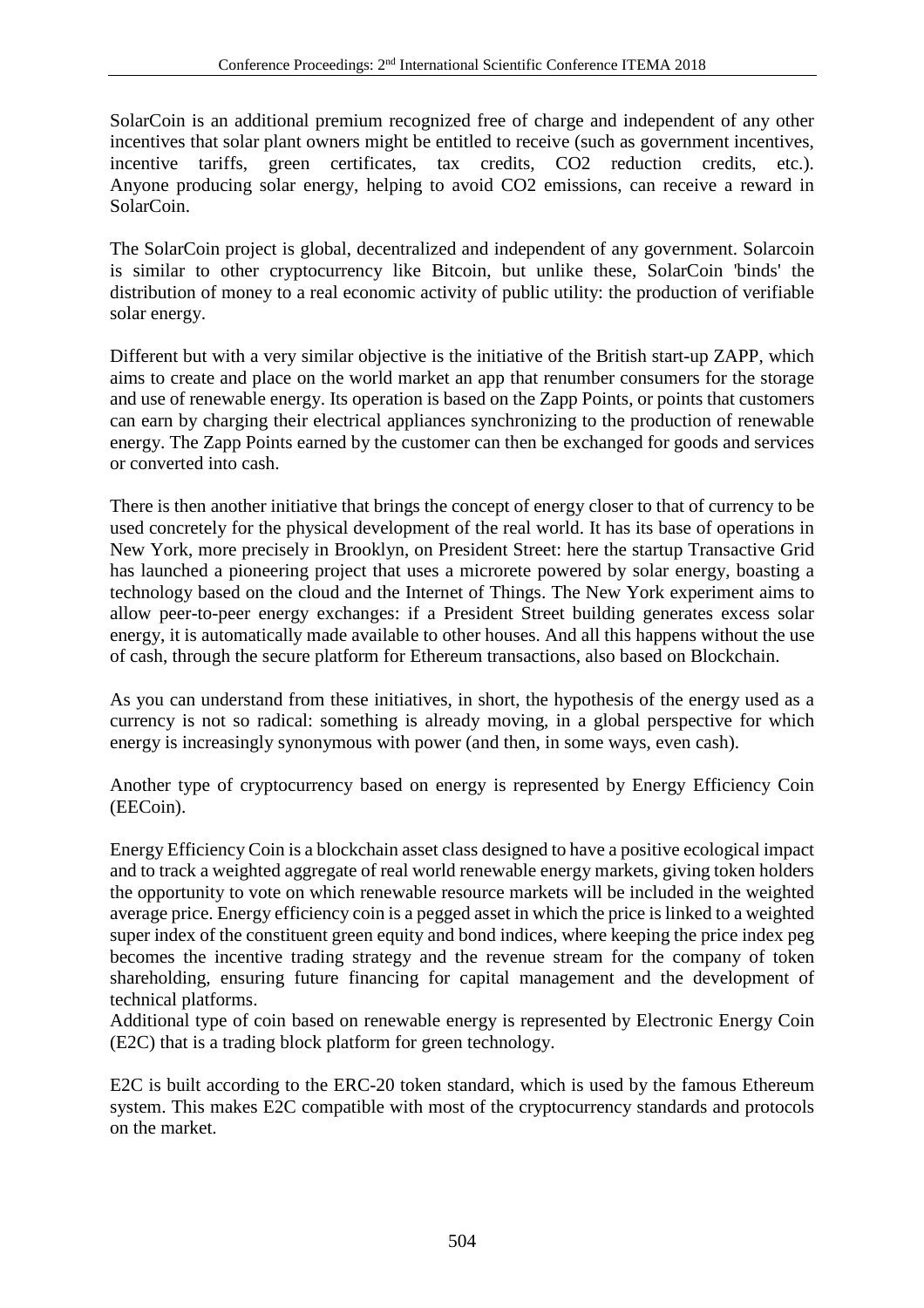SolarCoin is an additional premium recognized free of charge and independent of any other incentives that solar plant owners might be entitled to receive (such as government incentives, incentive tariffs, green certificates, tax credits, $CO_2$ reduction credits, etc.). Anyone producing solar energy, helping to avoid $CO_2$ emissions, can receive a reward in SolarCoin.

The SolarCoin project is global, decentralized and independent of any government. Solarcoin is similar to other cryptocurrency like Bitcoin, but unlike these, SolarCoin 'binds' the distribution of money to a real economic activity of public utility: the production of verifiable solar energy.

Different but with a very similar objective is the initiative of the British start-up ZAPP, which aims to create and place on the world market an app that renumber consumers for the storage and use of renewable energy. Its operation is based on the Zapp Points, or points that customers can earn by charging their electrical appliances synchronizing to the production of renewable energy. The Zapp Points earned by the customer can then be exchanged for goods and services or converted into cash.

There is then another initiative that brings the concept of energy closer to that of currency to be used concretely for the physical development of the real world. It has its base of operations in New York, more precisely in Brooklyn, on President Street: here the startup Transactive Grid has launched a pioneering project that uses a microrete powered by solar energy, boasting a technology based on the cloud and the Internet of Things. The New York experiment aims to allow peer-to-peer energy exchanges: if a President Street building generates excess solar energy, it is automatically made available to other houses. And all this happens without the use of cash, through the secure platform for Ethereum transactions, also based on Blockchain.

As you can understand from these initiatives, in short, the hypothesis of the energy used as a currency is not so radical: something is already moving, in a global perspective for which energy is increasingly synonymous with power (and then, in some ways, even cash).

Another type of cryptocurrency based on energy is represented by Energy Efficiency Coin (EECoin).

Energy Efficiency Coin is a blockchain asset class designed to have a positive ecological impact and to track a weighted aggregate of real world renewable energy markets, giving token holders the opportunity to vote on which renewable resource markets will be included in the weighted average price. Energy efficiency coin is a pegged asset in which the price is linked to a weighted super index of the constituent green equity and bond indices, where keeping the price index peg becomes the incentive trading strategy and the revenue stream for the company of token shareholding, ensuring future financing for capital management and the development of technical platforms.
Additional type of coin based on renewable energy is represented by Electronic Energy Coin (E2C) that is a trading block platform for green technology.

E2C is built according to the ERC-20 token standard, which is used by the famous Ethereum system. This makes E2C compatible with most of the cryptocurrency standards and protocols on the market.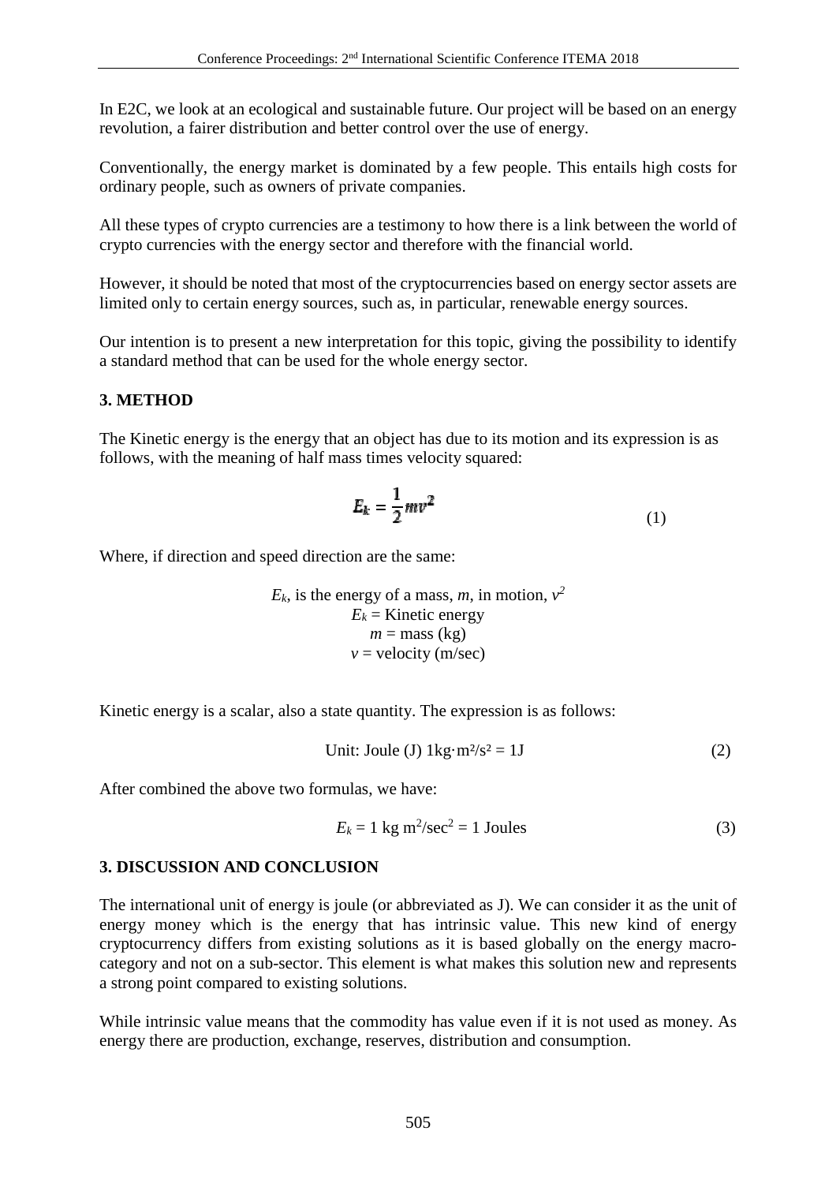In E2C, we look at an ecological and sustainable future. Our project will be based on an energy revolution, a fairer distribution and better control over the use of energy.

Conventionally, the energy market is dominated by a few people. This entails high costs for ordinary people, such as owners of private companies.

All these types of crypto currencies are a testimony to how there is a link between the world of crypto currencies with the energy sector and therefore with the financial world.

However, it should be noted that most of the cryptocurrencies based on energy sector assets are limited only to certain energy sources, such as, in particular, renewable energy sources.

Our intention is to present a new interpretation for this topic, giving the possibility to identify a standard method that can be used for the whole energy sector.

## 3. METHOD

The Kinetic energy is the energy that an object has due to its motion and its expression is as follows, with the meaning of half mass times velocity squared:

$$E_k = \frac{1}{2}mv^2 \tag{1}$$

Where, if direction and speed direction are the same:

$E_k$, is the energy of a mass, $m$, in motion, $v^2$
$E_k$ = Kinetic energy
$m$ = mass (kg)
$v$ = velocity (m/sec)

Kinetic energy is a scalar, also a state quantity. The expression is as follows:

$$\text{Unit: Joule (J) } 1\text{kg}\cdot\text{m}^2/\text{s}^2 = 1\text{J} \tag{2}$$

After combined the above two formulas, we have:

$$E_k = 1 \text{ kg m}^2/\text{sec}^2 = 1 \text{ Joules} \tag{3}$$

## 3. DISCUSSION AND CONCLUSION

The international unit of energy is joule (or abbreviated as J). We can consider it as the unit of energy money which is the energy that has intrinsic value. This new kind of energy cryptocurrency differs from existing solutions as it is based globally on the energy macro-category and not on a sub-sector. This element is what makes this solution new and represents a strong point compared to existing solutions.

While intrinsic value means that the commodity has value even if it is not used as money. As energy there are production, exchange, reserves, distribution and consumption.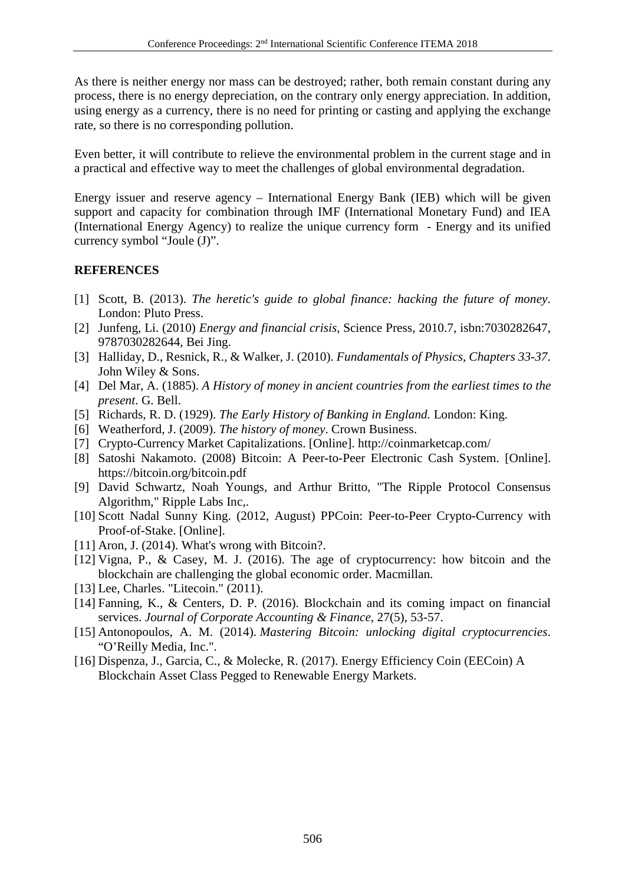As there is neither energy nor mass can be destroyed; rather, both remain constant during any process, there is no energy depreciation, on the contrary only energy appreciation. In addition, using energy as a currency, there is no need for printing or casting and applying the exchange rate, so there is no corresponding pollution.

Even better, it will contribute to relieve the environmental problem in the current stage and in a practical and effective way to meet the challenges of global environmental degradation.

Energy issuer and reserve agency – International Energy Bank (IEB) which will be given support and capacity for combination through IMF (International Monetary Fund) and IEA (International Energy Agency) to realize the unique currency form - Energy and its unified currency symbol "Joule (J)".

## REFERENCES

[1] Scott, B. (2013). *The heretic's guide to global finance: hacking the future of money*. London: Pluto Press.

[2] Junfeng, Li. (2010) *Energy and financial crisis,* Science Press, 2010.7, isbn:7030282647, 9787030282644, Bei Jing.

[3] Halliday, D., Resnick, R., & Walker, J. (2010). *Fundamentals of Physics, Chapters 33-37*. John Wiley & Sons.

[4] Del Mar, A. (1885). *A History of money in ancient countries from the earliest times to the present*. G. Bell.

[5] Richards, R. D. (1929). *The Early History of Banking in England.* London: King.

[6] Weatherford, J. (2009). *The history of money*. Crown Business.

[7] Crypto-Currency Market Capitalizations. [Online]. http://coinmarketcap.com/

[8] Satoshi Nakamoto. (2008) Bitcoin: A Peer-to-Peer Electronic Cash System. [Online]. https://bitcoin.org/bitcoin.pdf

[9] David Schwartz, Noah Youngs, and Arthur Britto, "The Ripple Protocol Consensus Algorithm," Ripple Labs Inc,.

[10] Scott Nadal Sunny King. (2012, August) PPCoin: Peer-to-Peer Crypto-Currency with Proof-of-Stake. [Online].

[11] Aron, J. (2014). What's wrong with Bitcoin?.

[12] Vigna, P., & Casey, M. J. (2016). The age of cryptocurrency: how bitcoin and the blockchain are challenging the global economic order. Macmillan.

[13] Lee, Charles. "Litecoin." (2011).

[14] Fanning, K., & Centers, D. P. (2016). Blockchain and its coming impact on financial services. *Journal of Corporate Accounting & Finance*, 27(5), 53-57.

[15] Antonopoulos, A. M. (2014). *Mastering Bitcoin: unlocking digital cryptocurrencies*. "O'Reilly Media, Inc.".

[16] Dispenza, J., Garcia, C., & Molecke, R. (2017). Energy Efficiency Coin (EECoin) A Blockchain Asset Class Pegged to Renewable Energy Markets.